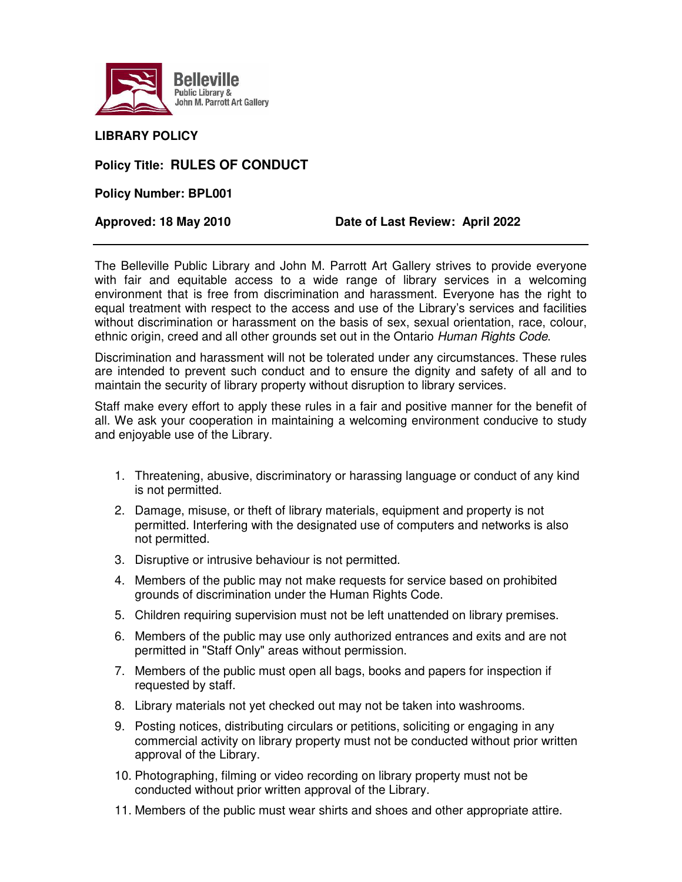Belleville
Public Library &
John M. Parrott Art Gallery

**LIBRARY POLICY**

**Policy Title: RULES OF CONDUCT**

**Policy Number: BPL001**

**Approved: 18 May 2010** **Date of Last Review: April 2022**

---

The Belleville Public Library and John M. Parrott Art Gallery strives to provide everyone with fair and equitable access to a wide range of library services in a welcoming environment that is free from discrimination and harassment. Everyone has the right to equal treatment with respect to the access and use of the Library's services and facilities without discrimination or harassment on the basis of sex, sexual orientation, race, colour, ethnic origin, creed and all other grounds set out in the Ontario *Human Rights Code*.

Discrimination and harassment will not be tolerated under any circumstances. These rules are intended to prevent such conduct and to ensure the dignity and safety of all and to maintain the security of library property without disruption to library services.

Staff make every effort to apply these rules in a fair and positive manner for the benefit of all. We ask your cooperation in maintaining a welcoming environment conducive to study and enjoyable use of the Library.

1. Threatening, abusive, discriminatory or harassing language or conduct of any kind is not permitted.
2. Damage, misuse, or theft of library materials, equipment and property is not permitted. Interfering with the designated use of computers and networks is also not permitted.
3. Disruptive or intrusive behaviour is not permitted.
4. Members of the public may not make requests for service based on prohibited grounds of discrimination under the Human Rights Code.
5. Children requiring supervision must not be left unattended on library premises.
6. Members of the public may use only authorized entrances and exits and are not permitted in "Staff Only" areas without permission.
7. Members of the public must open all bags, books and papers for inspection if requested by staff.
8. Library materials not yet checked out may not be taken into washrooms.
9. Posting notices, distributing circulars or petitions, soliciting or engaging in any commercial activity on library property must not be conducted without prior written approval of the Library.
10. Photographing, filming or video recording on library property must not be conducted without prior written approval of the Library.
11. Members of the public must wear shirts and shoes and other appropriate attire.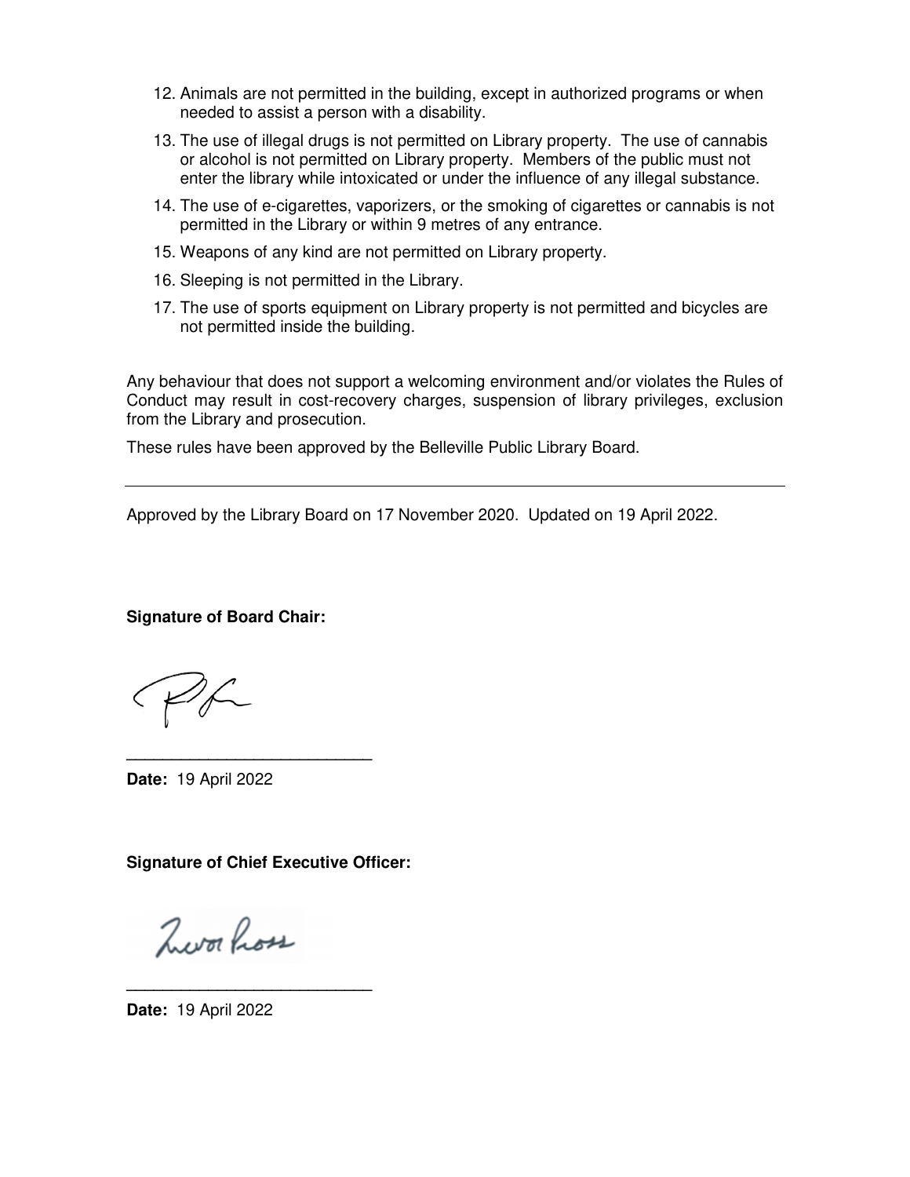12. Animals are not permitted in the building, except in authorized programs or when needed to assist a person with a disability.
13. The use of illegal drugs is not permitted on Library property. The use of cannabis or alcohol is not permitted on Library property. Members of the public must not enter the library while intoxicated or under the influence of any illegal substance.
14. The use of e-cigarettes, vaporizers, or the smoking of cigarettes or cannabis is not permitted in the Library or within 9 metres of any entrance.
15. Weapons of any kind are not permitted on Library property.
16. Sleeping is not permitted in the Library.
17. The use of sports equipment on Library property is not permitted and bicycles are not permitted inside the building.

Any behaviour that does not support a welcoming environment and/or violates the Rules of Conduct may result in cost-recovery charges, suspension of library privileges, exclusion from the Library and prosecution.

These rules have been approved by the Belleville Public Library Board.

---

Approved by the Library Board on 17 November 2020. Updated on 19 April 2022.

**Signature of Board Chair:**

\_\_\_\_\_\_\_\_\_\_\_\_\_\_\_\_\_\_\_\_\_\_\_\_\_\_\_

**Date:** 19 April 2022

**Signature of Chief Executive Officer:**

\_\_\_\_\_\_\_\_\_\_\_\_\_\_\_\_\_\_\_\_\_\_\_\_\_\_\_

**Date:** 19 April 2022